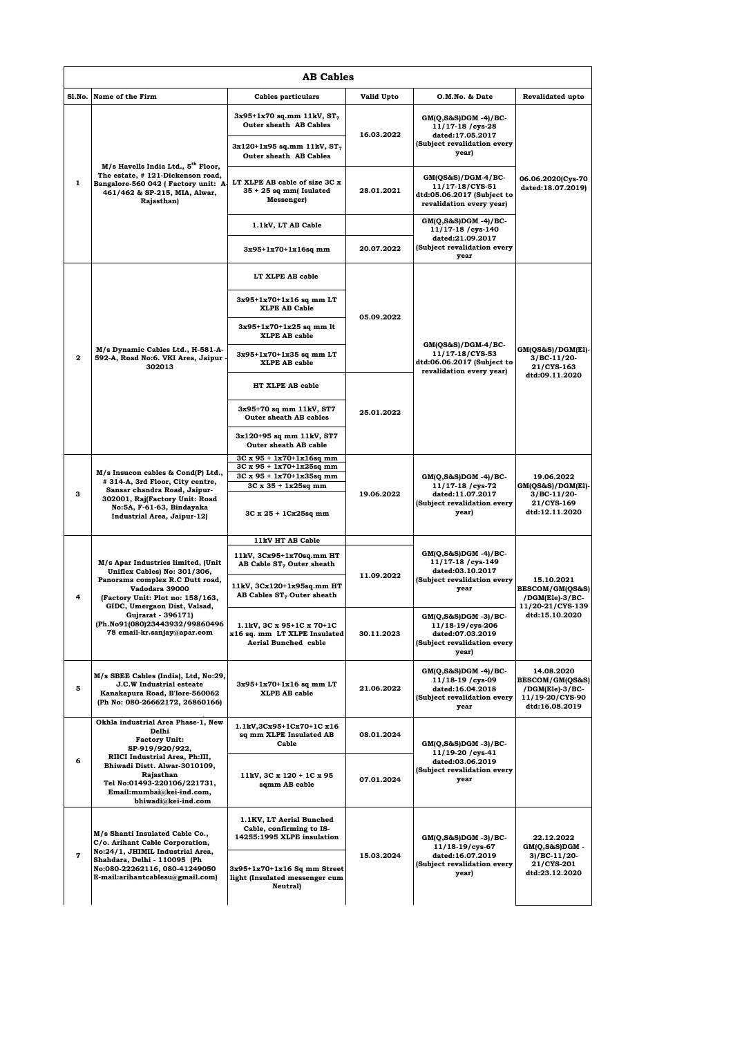# AB Cables

| Sl.No. | Name of the Firm | Cables particulars | Valid Upto | O.M.No. & Date | Revalidated upto |
|---|---|---|---|---|---|
| 1 | M/s Havells India Ltd., 5th Floor, The estate, # 121-Dickenson road, Bangalore-560 042 ( Factory unit: A-461/462 & SP-215, MIA, Alwar, Rajasthan) | 3x95+1x70 sq.mm 11kV, $ST_7$ Outer sheath AB Cables | 16.03.2022 | GM(Q,S&S)DGM -4)/BC-11/17-18 /cys-28 dated:17.05.2017 (Subject revalidation every year) | 06.06.2020(Cys-70 dated:18.07.2019) |
| | | 3x120+1x95 sq.mm 11kV, $ST_7$ Outer sheath AB Cables | | | |
| | | LT XLPE AB cable of size 3C x 35 + 25 sq mm( Isulated Messenger) | 28.01.2021 | GM(QS&S)/DGM-4/BC-11/17-18/CYS-51 dtd:05.06.2017 (Subject to revalidation every year) | |
| | | 1.1kV, LT AB Cable | | GM(Q,S&S)DGM -4)/BC-11/17-18 /cys-140 dated:21.09.2017 (Subject revalidation every year | |
| | | 3x95+1x70+1x16sq mm | 20.07.2022 | | |
| 2 | M/s Dynamic Cables Ltd., H-581-A-592-A, Road No:6. VKI Area, Jaipur - 302013 | LT XLPE AB cable | 05.09.2022 | GM(QS&S)/DGM-4/BC-11/17-18/CYS-53 dtd:06.06.2017 (Subject to revalidation every year) | GM(QS&S)/DGM(El)-3/BC-11/20-21/CYS-163 dtd:09.11.2020 |
| | | 3x95+1x70+1x16 sq mm LT XLPE AB Cable | | | |
| | | 3x95+1x70+1x25 sq mm lt XLPE AB cable | | | |
| | | 3x95+1x70+1x35 sq mm LT XLPE AB cable | | | |
| | | HT XLPE AB cable | 25.01.2022 | | |
| | | 3x95+70 sq mm 11kV, ST7 Outer sheath AB cables | | | |
| | | 3x120+95 sq mm 11kV, ST7 Outer sheath AB cable | | | |
| 3 | M/s Insucon cables & Cond(P) Ltd., # 314-A, 3rd Floor, City centre, Sansar chandra Road, Jaipur-302001, Raj(Factory Unit: Road No:5A, F-61-63, Bindayaka Industrial Area, Jaipur-12) | 3C x 95 + 1x70+1x16sq mm | 19.06.2022 | GM(Q,S&S)DGM -4)/BC-11/17-18 /cys-72 dated:11.07.2017 (Subject revalidation every year) | 19.06.2022 GM(QS&S)/DGM(El)-3/BC-11/20-21/CYS-169 dtd:12.11.2020 |
| | | 3C x 95 + 1x70+1x25sq mm | | | |
| | | 3C x 95 + 1x70+1x35sq mm | | | |
| | | 3C x 35 + 1x25sq mm | | | |
| | | 3C x 25 + 1Cx25sq mm | | | |
| 4 | M/s Apar Industries limited, (Unit Uniflex Cables) No: 301/306, Panorama complex R.C Dutt road, Vadodara 39000 (Factory Unit: Plot no: 158/163, GIDC, Umergaon Dist, Valsad, Gujrarat - 396171) (Ph.No91(080)23443932/99860496 78 email-kr.sanjay@apar.com | 11kV HT AB Cable | | | 15.10.2021 BESCOM/GM(QS&S) /DGM(Ele)-3/BC-11/20-21/CYS-139 dtd:15.10.2020 |
| | | 11kV, 3Cx95+1x70sq.mm HT AB Cable $ST_7$ Outer sheath | 11.09.2022 | GM(Q,S&S)DGM -4)/BC-11/17-18 /cys-149 dated:03.10.2017 (Subject revalidation every year | |
| | | 11kV, 3Cx120+1x95sq.mm HT AB Cables $ST_7$ Outer sheath | | | |
| | | 1.1kV, 3C x 95+1C x 70+1C x16 sq. mm LT XLPE Insulated Aerial Bunched cable | 30.11.2023 | GM(Q,S&S)DGM -3)/BC-11/18-19/cys-206 dated:07.03.2019 (Subject revalidation every year) | |
| 5 | M/s SBEE Cables (India), Ltd, No:29, J.C.W Industrial esteate Kanakapura Road, B'lore-560062 (Ph No: 080-26662172, 26860166) | 3x95+1x70+1x16 sq mm LT XLPE AB cable | 21.06.2022 | GM(Q,S&S)DGM -4)/BC-11/18-19 /cys-09 dated:16.04.2018 (Subject revalidation every year | 14.08.2020 BESCOM/GM(QS&S) /DGM(Ele)-3/BC-11/19-20/CYS-90 dtd:16.08.2019 |
| 6 | Okhla industrial Area Phase-1, New Delhi Factory Unit: SP-919/920/922, RIICI Industrial Area, Ph:III, Bhiwadi Distt. Alwar-3010109, Rajasthan Tel No:01493-220106/221731, Email:mumbai@kei-ind.com, bhiwadi@kei-ind.com | 1.1kV,3Cx95+1Cx70+1C x16 sq mm XLPE Insulated AB Cable | 08.01.2024 | GM(Q,S&S)DGM -3)/BC-11/19-20 /cys-41 dated:03.06.2019 (Subject revalidation every year | |
| | | 11kV, 3C x 120 + 1C x 95 sqmm AB cable | 07.01.2024 | | |
| 7 | M/s Shanti Insulated Cable Co., C/o. Arihant Cable Corporation, No:24/1, JHIMIL Industrial Area, Shahdara, Delhi - 110095 (Ph No:080-22262116, 080-41249050 E-mail:arihantcablesu@gmail.com) | 1.1KV, LT Aerial Bunched Cable, confirming to IS-14255:1995 XLPE insulation | 15.03.2024 | GM(Q,S&S)DGM -3)/BC-11/18-19/cys-67 dated:16.07.2019 (Subject revalidation every year) | 22.12.2022 GM(Q,S&S)DGM -3)/BC-11/20-21/CYS-201 dtd:23.12.2020 |
| | | 3x95+1x70+1x16 Sq mm Street light (Insulated messenger cum Neutral) | | | |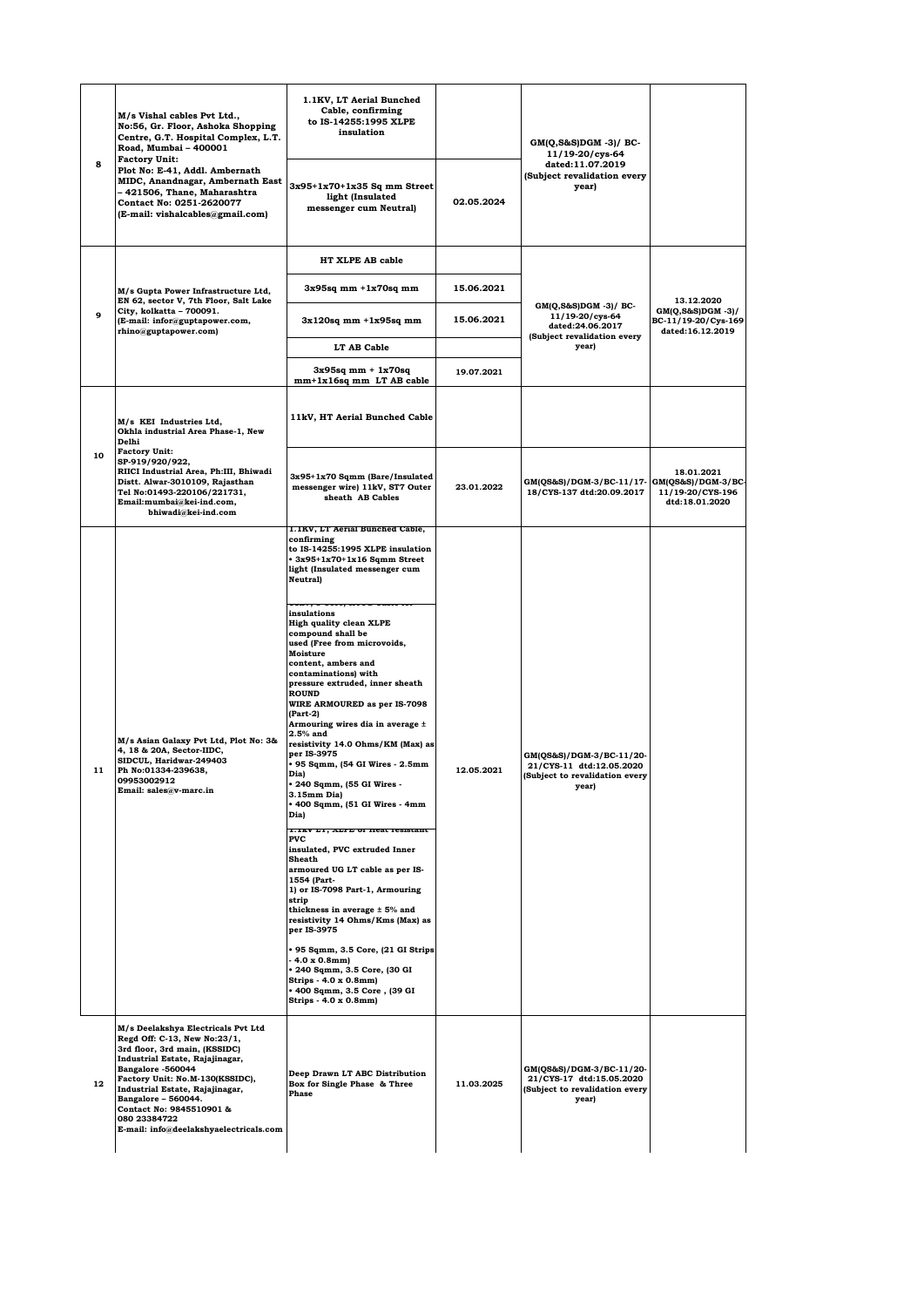| | | | | | |
|---|---|---|---|---|---|
| 8 | M/s Vishal cables Pvt Ltd., No:56, Gr. Floor, Ashoka Shopping Centre, G.T. Hospital Complex, L.T. Road, Mumbai – 400001<br>Factory Unit:<br>Plot No: E-41, Addl. Ambernath MIDC, Anandnagar, Ambernath East – 421506, Thane, Maharashtra<br>Contact No: 0251-2620077<br>(E-mail: vishalcables@gmail.com) | 1.1KV, LT Aerial Bunched Cable, confirming to IS-14255:1995 XLPE insulation | | GM(Q,S&S)DGM -3)/ BC-11/19-20/cys-64 dated:11.07.2019 (Subject revalidation every year) | |
| | | 3x95+1x70+1x35 Sq mm Street light (Insulated messenger cum Neutral) | 02.05.2024 | | |
| 9 | M/s Gupta Power Infrastructure Ltd, EN 62, sector V, 7th Floor, Salt Lake City, kolkatta – 700091.<br>(E-mail: infor@guptapower.com, rhino@guptapower.com) | HT XLPE AB cable | | GM(Q,S&S)DGM -3)/ BC-11/19-20/cys-64 dated:24.06.2017 (Subject revalidation every year) | 13.12.2020 GM(Q,S&S)DGM -3)/ BC-11/19-20/Cys-169 dated:16.12.2019 |
| | | 3x95sq mm +1x70sq mm | 15.06.2021 | | |
| | | 3x120sq mm +1x95sq mm | 15.06.2021 | | |
| | | LT AB Cable | | | |
| | | 3x95sq mm + 1x70sq mm+1x16sq mm LT AB cable | 19.07.2021 | | |
| 10 | M/s KEI Industries Ltd, Okhla industrial Area Phase-1, New Delhi<br>Factory Unit:<br>SP-919/920/922,<br>RIICI Industrial Area, Ph:III, Bhiwadi Distt. Alwar-3010109, Rajasthan<br>Tel No:01493-220106/221731,<br>Email:mumbai@kei-ind.com, bhiwadi@kei-ind.com | 11kV, HT Aerial Bunched Cable | | | |
| | | 3x95+1x70 Sqmm (Bare/Insulated messenger wire) 11kV, ST7 Outer sheath AB Cables | 23.01.2022 | GM(QS&S)/DGM-3/BC-11/17-18/CYS-137 dtd:20.09.2017 | 18.01.2021 GM(QS&S)/DGM-3/BC-11/19-20/CYS-196 dtd:18.01.2020 |
| 11 | M/s Asian Galaxy Pvt Ltd, Plot No: 3& 4, 18 & 20A, Sector-IIDC, SIDCUL, Haridwar-249403<br>Ph No:01334-239638, 09953002912<br>Email: sales@v-marc.in | 1.1KV, LT Aerial Bunched Cable, confirming to IS-14255:1995 XLPE insulation<br>• 3x95+1x70+1x16 Sqmm Street light (Insulated messenger cum Neutral)<br><br>insulations<br>High quality clean XLPE compound shall be used (Free from microvoids, Moisture content, ambers and contaminations) with pressure extruded, inner sheath ROUND WIRE ARMOURED as per IS-7098 (Part-2)<br>Armouring wires dia in average ± 2.5% and resistivity 14.0 Ohms/KM (Max) as per IS-3975<br>• 95 Sqmm, (54 GI Wires - 2.5mm Dia)<br>• 240 Sqmm, (55 GI Wires - 3.15mm Dia)<br>• 400 Sqmm, (51 GI Wires - 4mm Dia)<br><br>1.1KV LT, XLPE or Heat resistant PVC insulated, PVC extruded Inner Sheath armoured UG LT cable as per IS-1554 (Part-1) or IS-7098 Part-1, Armouring strip thickness in average ± 5% and resistivity 14 Ohms/Kms (Max) as per IS-3975<br><br>• 95 Sqmm, 3.5 Core, (21 GI Strips - 4.0 x 0.8mm)<br>• 240 Sqmm, 3.5 Core, (30 GI Strips - 4.0 x 0.8mm)<br>• 400 Sqmm, 3.5 Core , (39 GI Strips - 4.0 x 0.8mm) | 12.05.2021 | GM(QS&S)/DGM-3/BC-11/20-21/CYS-11 dtd:12.05.2020 (Subject to revalidation every year) | |
| 12 | M/s Deelakshya Electricals Pvt Ltd<br>Regd Off: C-13, New No:23/1, 3rd floor, 3rd main, (KSSIDC) Industrial Estate, Rajajinagar, Bangalore -560044<br>Factory Unit: No.M-130(KSSIDC), Industrial Estate, Rajajinagar, Bangalore – 560044.<br>Contact No: 9845510901 & 080 23384722<br>E-mail: info@deelakshyaelectricals.com | Deep Drawn LT ABC Distribution Box for Single Phase & Three Phase | 11.03.2025 | GM(QS&S)/DGM-3/BC-11/20-21/CYS-17 dtd:15.05.2020 (Subject to revalidation every year) | |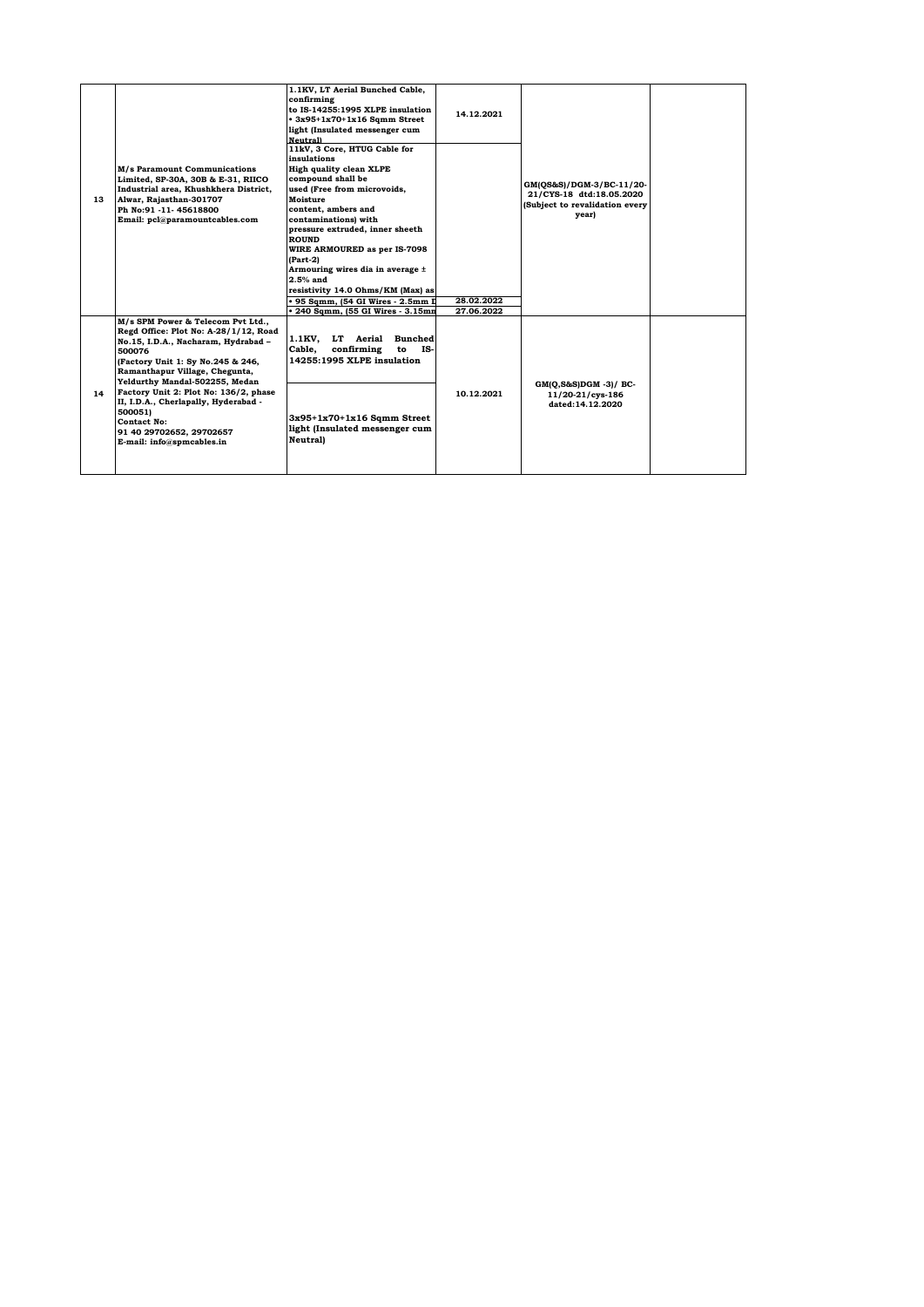| | | | | | |
|---|---|---|---|---|---|
| 13 | **M/s Paramount Communications Limited, SP-30A, 30B & E-31, RIICO Industrial area, Khushkhera District, Alwar, Rajasthan-301707 Ph No:91 -11- 45618800 Email: pcl@paramountcables.com** | **1.1KV, LT Aerial Bunched Cable, confirming to IS-14255:1995 XLPE insulation • 3x95+1x70+1x16 Sqmm Street light (Insulated messenger cum Neutral)** | **14.12.2021** | **GM(QS&S)/DGM-3/BC-11/20-21/CYS-18 dtd:18.05.2020 (Subject to revalidation every year)** | |
| | | **11kV, 3 Core, HTUG Cable for insulations High quality clean XLPE compound shall be used (Free from microvoids, Moisture content, ambers and contaminations) with pressure extruded, inner sheeth ROUND WIRE ARMOURED as per IS-7098 (Part-2) Armouring wires dia in average ± 2.5% and resistivity 14.0 Ohms/KM (Max) as** | | | |
| | | **• 95 Sqmm, (54 GI Wires - 2.5mm D** | **28.02.2022** | | |
| | | **• 240 Sqmm, (55 GI Wires - 3.15mm** | **27.06.2022** | | |
| 14 | **M/s SPM Power & Telecom Pvt Ltd., Regd Office: Plot No: A-28/1/12, Road No.15, I.D.A., Nacharam, Hydrabad – 500076 (Factory Unit 1: Sy No.245 & 246, Ramanthapur Village, Chegunta, Yeldurthy Mandal-502255, Medan Factory Unit 2: Plot No: 136/2, phase II, I.D.A., Cherlapally, Hyderabad - 500051) Contact No: 91 40 29702652, 29702657 E-mail: info@spmcables.in** | **1.1KV, LT Aerial Bunched Cable, confirming to IS-14255:1995 XLPE insulation 3x95+1x70+1x16 Sqmm Street light (Insulated messenger cum Neutral)** | **10.12.2021** | **GM(Q,S&S)DGM -3)/ BC-11/20-21/cys-186 dated:14.12.2020** | |